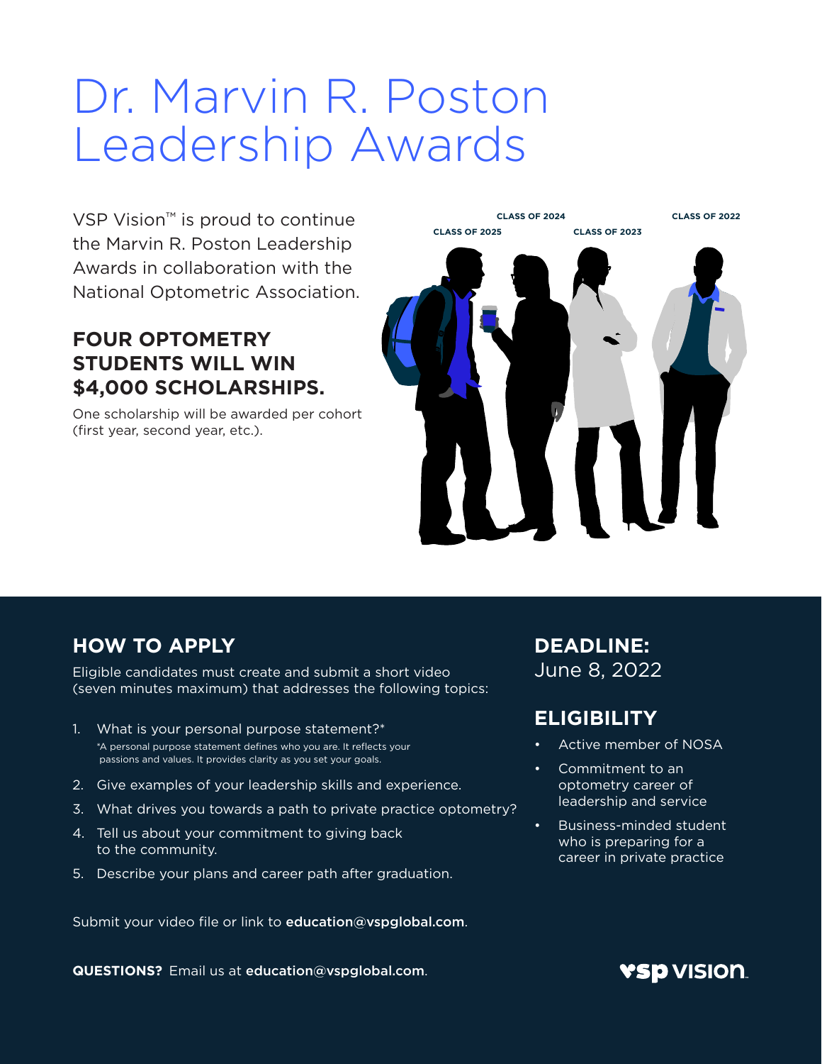# Dr. Marvin R. Poston Leadership Awards

VSP Vision™ is proud to continue the Marvin R. Poston Leadership Awards in collaboration with the National Optometric Association.

## FOUR OPTOMETRY STUDENTS WILL WIN $4,000 SCHOLARSHIPS.

One scholarship will be awarded per cohort (first year, second year, etc.).

CLASS OF 2025 CLASS OF 2024 CLASS OF 2023 CLASS OF 2022

## HOW TO APPLY

Eligible candidates must create and submit a short video (seven minutes maximum) that addresses the following topics:

1. What is your personal purpose statement?*
   *A personal purpose statement defines who you are. It reflects your passions and values. It provides clarity as you set your goals.
2. Give examples of your leadership skills and experience.
3. What drives you towards a path to private practice optometry?
4. Tell us about your commitment to giving back to the community.
5. Describe your plans and career path after graduation.

Submit your video file or link to **education@vspglobal.com**.

## DEADLINE:

June 8, 2022

## ELIGIBILITY

- Active member of NOSA
- Commitment to an optometry career of leadership and service
- Business-minded student who is preparing for a career in private practice

**QUESTIONS?** Email us at **education@vspglobal.com**.

VSP VISION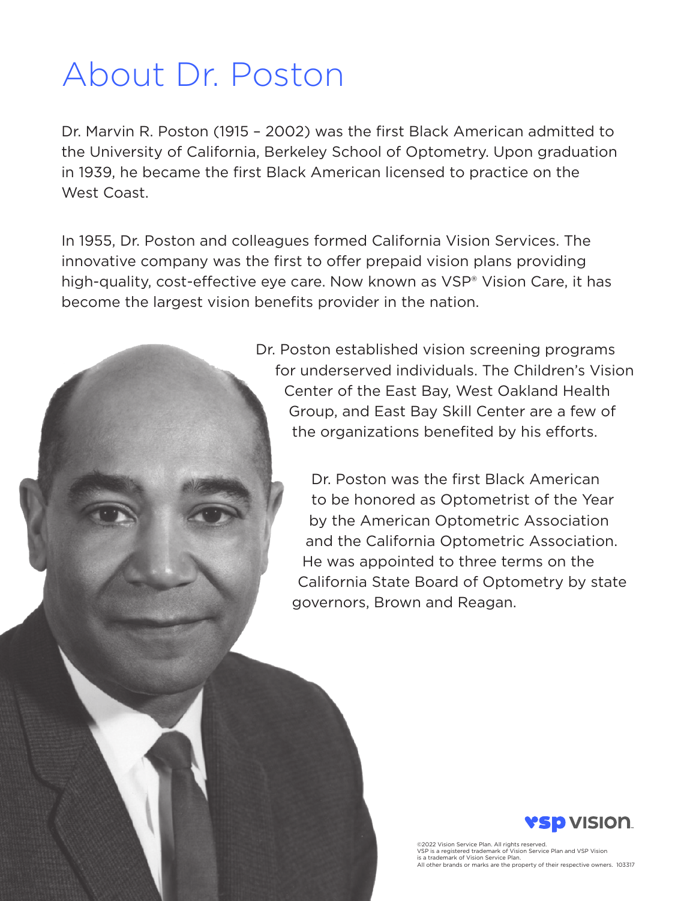# About Dr. Poston

Dr. Marvin R. Poston (1915 – 2002) was the first Black American admitted to the University of California, Berkeley School of Optometry. Upon graduation in 1939, he became the first Black American licensed to practice on the West Coast.

In 1955, Dr. Poston and colleagues formed California Vision Services. The innovative company was the first to offer prepaid vision plans providing high-quality, cost-effective eye care. Now known as VSP® Vision Care, it has become the largest vision benefits provider in the nation.

Dr. Poston established vision screening programs for underserved individuals. The Children's Vision Center of the East Bay, West Oakland Health Group, and East Bay Skill Center are a few of the organizations benefited by his efforts.

Dr. Poston was the first Black American to be honored as Optometrist of the Year by the American Optometric Association and the California Optometric Association. He was appointed to three terms on the California State Board of Optometry by state governors, Brown and Reagan.

vsp vision

©2022 Vision Service Plan. All rights reserved.
VSP is a registered trademark of Vision Service Plan and VSP Vision is a trademark of Vision Service Plan.
All other brands or marks are the property of their respective owners. 103317